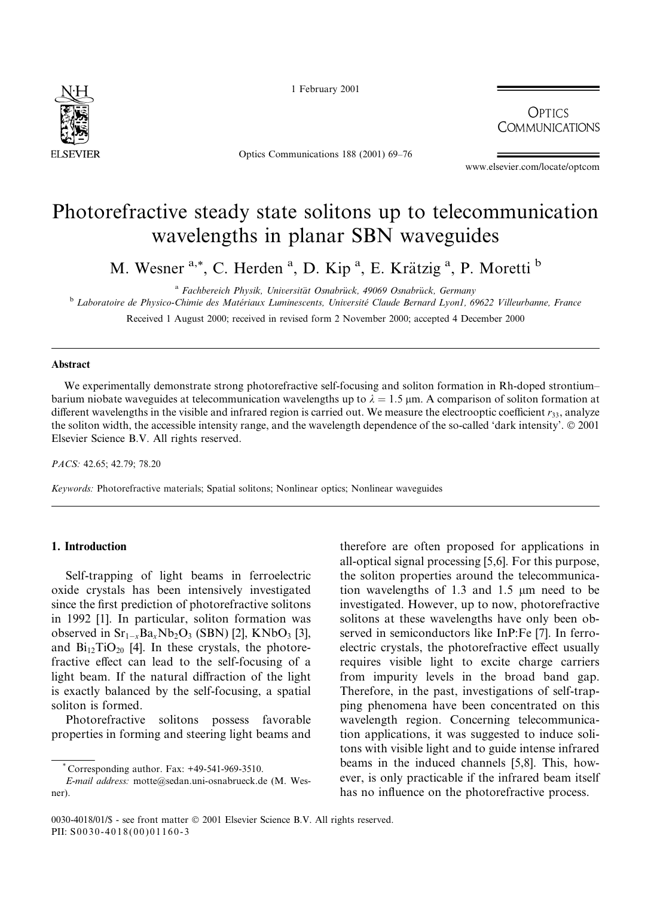# Photorefractive steady state solitons up to telecommunication wavelengths in planar SBN waveguides

M. Wesner [a,*], C. Herden [a], D. Kip [a], E. Krätzig [a], P. Moretti [b]

[a] Fachbereich Physik, Universität Osnabrück, 49069 Osnabrück, Germany

[b] Laboratoire de Physico-Chimie des Matériaux Luminescents, Université Claude Bernard Lyon1, 69622 Villeurbanne, France

Received 1 August 2000; received in revised form 2 November 2000; accepted 4 December 2000

## Abstract

We experimentally demonstrate strong photorefractive self-focusing and soliton formation in Rh-doped strontium–barium niobate waveguides at telecommunication wavelengths up to $\lambda = 1.5$ μm. A comparison of soliton formation at different wavelengths in the visible and infrared region is carried out. We measure the electrooptic coefficient $r_{33}$, analyze the soliton width, the accessible intensity range, and the wavelength dependence of the so-called 'dark intensity'. © 2001 Elsevier Science B.V. All rights reserved.

*PACS:* 42.65; 42.79; 78.20

*Keywords:* Photorefractive materials; Spatial solitons; Nonlinear optics; Nonlinear waveguides

## 1. Introduction

Self-trapping of light beams in ferroelectric oxide crystals has been intensively investigated since the first prediction of photorefractive solitons in 1992 [1]. In particular, soliton formation was observed in $Sr_{1-x}Ba_xNb_2O_3$ (SBN) [2], $KNbO_3$ [3], and $Bi_{12}TiO_{20}$ [4]. In these crystals, the photorefractive effect can lead to the self-focusing of a light beam. If the natural diffraction of the light is exactly balanced by the self-focusing, a spatial soliton is formed.

Photorefractive solitons possess favorable properties in forming and steering light beams and therefore are often proposed for applications in all-optical signal processing [5,6]. For this purpose, the soliton properties around the telecommunication wavelengths of 1.3 and 1.5 μm need to be investigated. However, up to now, photorefractive solitons at these wavelengths have only been observed in semiconductors like InP:Fe [7]. In ferroelectric crystals, the photorefractive effect usually requires visible light to excite charge carriers from impurity levels in the broad band gap. Therefore, in the past, investigations of self-trapping phenomena have been concentrated on this wavelength region. Concerning telecommunication applications, it was suggested to induce solitons with visible light and to guide intense infrared beams in the induced channels [5,8]. This, however, is only practicable if the infrared beam itself has no influence on the photorefractive process.

\* Corresponding author. Fax: +49-541-969-3510.
*E-mail address:* motte@sedan.uni-osnabrueck.de (M. Wesner).

0030-4018/01/$ - see front matter © 2001 Elsevier Science B.V. All rights reserved.
PII: S0030-4018(00)01160-3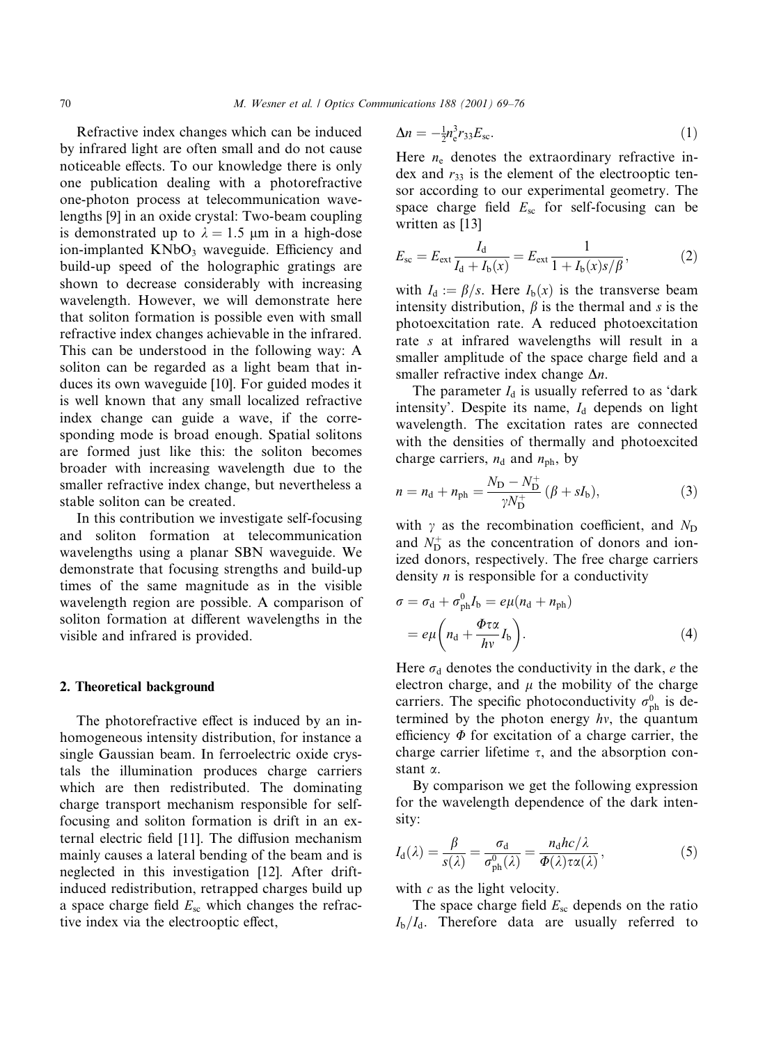Refractive index changes which can be induced by infrared light are often small and do not cause noticeable effects. To our knowledge there is only one publication dealing with a photorefractive one-photon process at telecommunication wavelengths [9] in an oxide crystal: Two-beam coupling is demonstrated up to $\lambda = 1.5$ μm in a high-dose ion-implanted $KNbO_3$ waveguide. Efficiency and build-up speed of the holographic gratings are shown to decrease considerably with increasing wavelength. However, we will demonstrate here that soliton formation is possible even with small refractive index changes achievable in the infrared. This can be understood in the following way: A soliton can be regarded as a light beam that induces its own waveguide [10]. For guided modes it is well known that any small localized refractive index change can guide a wave, if the corresponding mode is broad enough. Spatial solitons are formed just like this: the soliton becomes broader with increasing wavelength due to the smaller refractive index change, but nevertheless a stable soliton can be created.

In this contribution we investigate self-focusing and soliton formation at telecommunication wavelengths using a planar SBN waveguide. We demonstrate that focusing strengths and build-up times of the same magnitude as in the visible wavelength region are possible. A comparison of soliton formation at different wavelengths in the visible and infrared is provided.

## 2. Theoretical background

The photorefractive effect is induced by an inhomogeneous intensity distribution, for instance a single Gaussian beam. In ferroelectric oxide crystals the illumination produces charge carriers which are then redistributed. The dominating charge transport mechanism responsible for self-focusing and soliton formation is drift in an external electric field [11]. The diffusion mechanism mainly causes a lateral bending of the beam and is neglected in this investigation [12]. After drift-induced redistribution, retrapped charges build up a space charge field $E_{sc}$ which changes the refractive index via the electrooptic effect,

$$\Delta n = -\tfrac{1}{2} n_e^3 r_{33} E_{sc}. \tag{1}$$

Here $n_e$ denotes the extraordinary refractive index and $r_{33}$ is the element of the electrooptic tensor according to our experimental geometry. The space charge field $E_{sc}$ for self-focusing can be written as [13]

$$E_{sc} = E_{ext} \frac{I_d}{I_d + I_b(x)} = E_{ext} \frac{1}{1 + I_b(x) s/\beta}, \tag{2}$$

with $I_d := \beta/s$. Here $I_b(x)$ is the transverse beam intensity distribution, $\beta$ is the thermal and $s$ is the photoexcitation rate. A reduced photoexcitation rate $s$ at infrared wavelengths will result in a smaller amplitude of the space charge field and a smaller refractive index change $\Delta n$.

The parameter $I_d$ is usually referred to as 'dark intensity'. Despite its name, $I_d$ depends on light wavelength. The excitation rates are connected with the densities of thermally and photoexcited charge carriers, $n_d$ and $n_{ph}$, by

$$n = n_d + n_{ph} = \frac{N_D - N_D^+}{\gamma N_D^+} (\beta + s I_b), \tag{3}$$

with $\gamma$ as the recombination coefficient, and $N_D$ and $N_D^+$ as the concentration of donors and ionized donors, respectively. The free charge carriers density $n$ is responsible for a conductivity

$$\sigma = \sigma_d + \sigma_{ph}^0 I_b = e\mu(n_d + n_{ph}) = e\mu\left(n_d + \frac{\Phi \tau \alpha}{h\nu} I_b\right). \tag{4}$$

Here $\sigma_d$ denotes the conductivity in the dark, $e$ the electron charge, and $\mu$ the mobility of the charge carriers. The specific photoconductivity $\sigma_{ph}^0$ is determined by the photon energy $h\nu$, the quantum efficiency $\Phi$ for excitation of a charge carrier, the charge carrier lifetime $\tau$, and the absorption constant $\alpha$.

By comparison we get the following expression for the wavelength dependence of the dark intensity:

$$I_d(\lambda) = \frac{\beta}{s(\lambda)} = \frac{\sigma_d}{\sigma_{ph}^0(\lambda)} = \frac{n_d hc/\lambda}{\Phi(\lambda) \tau \alpha(\lambda)}, \tag{5}$$

with $c$ as the light velocity.

The space charge field $E_{sc}$ depends on the ratio $I_b/I_d$. Therefore data are usually referred to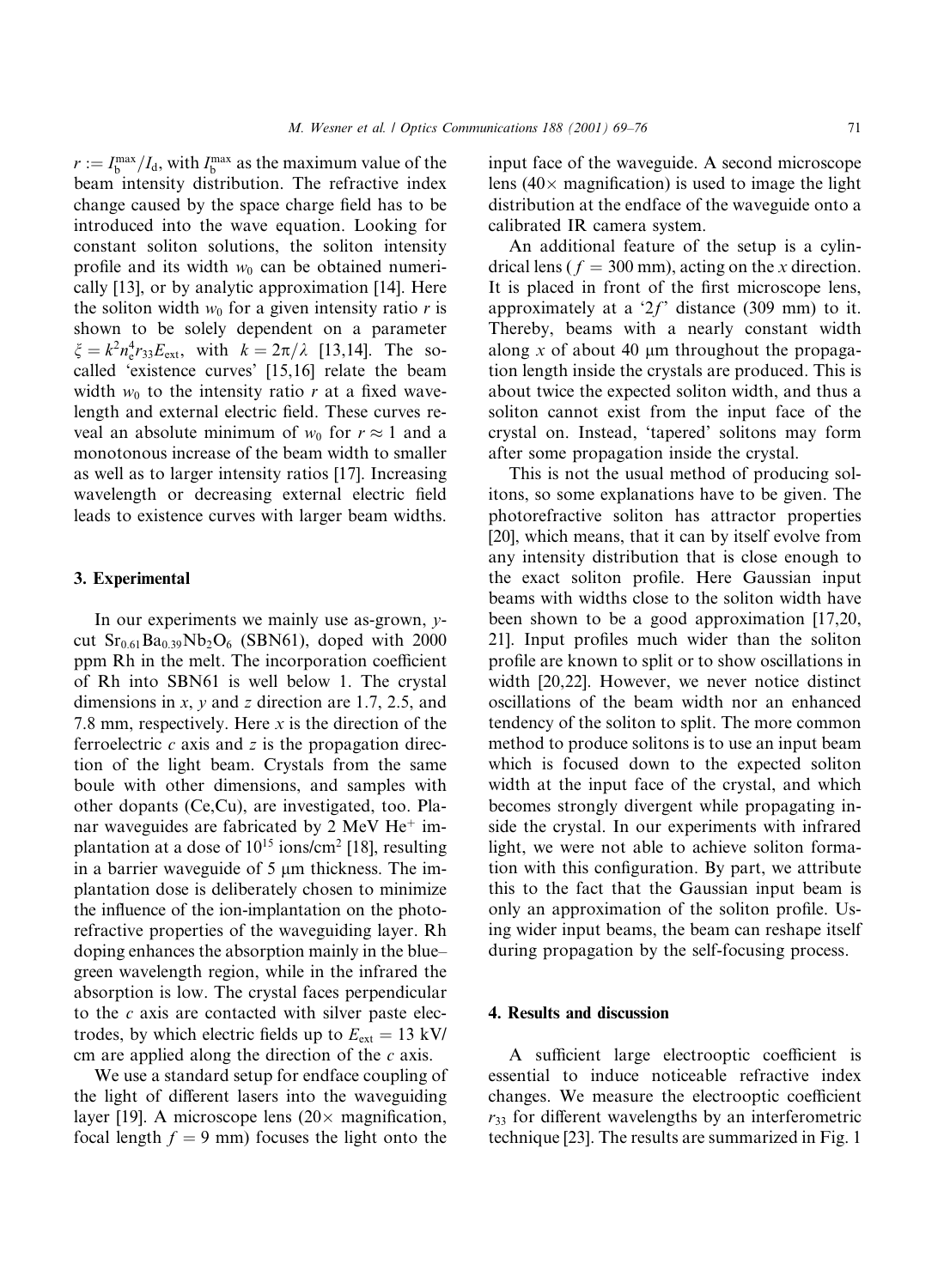$r := I_b^{max}/I_d$, with $I_b^{max}$ as the maximum value of the beam intensity distribution. The refractive index change caused by the space charge field has to be introduced into the wave equation. Looking for constant soliton solutions, the soliton intensity profile and its width $w_0$ can be obtained numerically [13], or by analytic approximation [14]. Here the soliton width $w_0$ for a given intensity ratio $r$ is shown to be solely dependent on a parameter $\xi = k^2 n_e^4 r_{33} E_{ext}$, with $k = 2\pi/\lambda$ [13,14]. The so-called 'existence curves' [15,16] relate the beam width $w_0$ to the intensity ratio $r$ at a fixed wavelength and external electric field. These curves reveal an absolute minimum of $w_0$ for $r \approx 1$ and a monotonous increase of the beam width to smaller as well as to larger intensity ratios [17]. Increasing wavelength or decreasing external electric field leads to existence curves with larger beam widths.

## 3. Experimental

In our experiments we mainly use as-grown, $y$-cut $Sr_{0.61}Ba_{0.39}Nb_2O_6$ (SBN61), doped with 2000 ppm Rh in the melt. The incorporation coefficient of Rh into SBN61 is well below 1. The crystal dimensions in $x$, $y$ and $z$ direction are 1.7, 2.5, and 7.8 mm, respectively. Here $x$ is the direction of the ferroelectric $c$ axis and $z$ is the propagation direction of the light beam. Crystals from the same boule with other dimensions, and samples with other dopants (Ce,Cu), are investigated, too. Planar waveguides are fabricated by 2 MeV $He^+$ implantation at a dose of $10^{15}$ ions/cm$^2$ [18], resulting in a barrier waveguide of 5 μm thickness. The implantation dose is deliberately chosen to minimize the influence of the ion-implantation on the photorefractive properties of the waveguiding layer. Rh doping enhances the absorption mainly in the blue–green wavelength region, while in the infrared the absorption is low. The crystal faces perpendicular to the $c$ axis are contacted with silver paste electrodes, by which electric fields up to $E_{ext} = 13$ kV/cm are applied along the direction of the $c$ axis.

We use a standard setup for endface coupling of the light of different lasers into the waveguiding layer [19]. A microscope lens (20× magnification, focal length $f = 9$ mm) focuses the light onto the input face of the waveguide. A second microscope lens (40× magnification) is used to image the light distribution at the endface of the waveguide onto a calibrated IR camera system.

An additional feature of the setup is a cylindrical lens ($f = 300$ mm), acting on the $x$ direction. It is placed in front of the first microscope lens, approximately at a '$2f$' distance (309 mm) to it. Thereby, beams with a nearly constant width along $x$ of about 40 μm throughout the propagation length inside the crystals are produced. This is about twice the expected soliton width, and thus a soliton cannot exist from the input face of the crystal on. Instead, 'tapered' solitons may form after some propagation inside the crystal.

This is not the usual method of producing solitons, so some explanations have to be given. The photorefractive soliton has attractor properties [20], which means, that it can by itself evolve from any intensity distribution that is close enough to the exact soliton profile. Here Gaussian input beams with widths close to the soliton width have been shown to be a good approximation [17,20,21]. Input profiles much wider than the soliton profile are known to split or to show oscillations in width [20,22]. However, we never notice distinct oscillations of the beam width nor an enhanced tendency of the soliton to split. The more common method to produce solitons is to use an input beam which is focused down to the expected soliton width at the input face of the crystal, and which becomes strongly divergent while propagating inside the crystal. In our experiments with infrared light, we were not able to achieve soliton formation with this configuration. By part, we attribute this to the fact that the Gaussian input beam is only an approximation of the soliton profile. Using wider input beams, the beam can reshape itself during propagation by the self-focusing process.

## 4. Results and discussion

A sufficient large electrooptic coefficient is essential to induce noticeable refractive index changes. We measure the electrooptic coefficient $r_{33}$ for different wavelengths by an interferometric technique [23]. The results are summarized in Fig. 1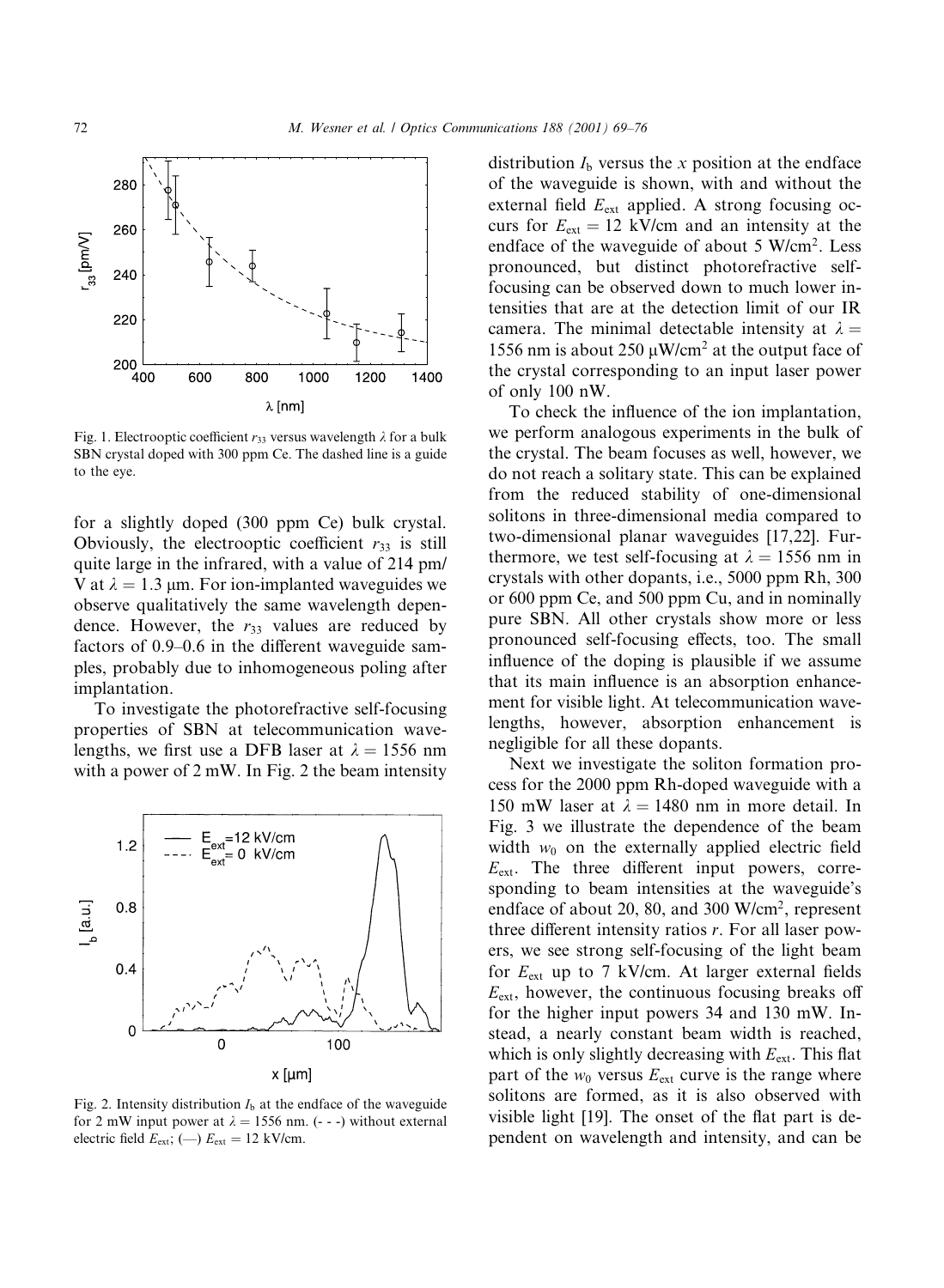Fig. 1. Electrooptic coefficient $r_{33}$ versus wavelength $\lambda$ for a bulk SBN crystal doped with 300 ppm Ce. The dashed line is a guide to the eye.

for a slightly doped (300 ppm Ce) bulk crystal. Obviously, the electrooptic coefficient $r_{33}$ is still quite large in the infrared, with a value of 214 pm/V at $\lambda = 1.3$ μm. For ion-implanted waveguides we observe qualitatively the same wavelength dependence. However, the $r_{33}$ values are reduced by factors of 0.9–0.6 in the different waveguide samples, probably due to inhomogeneous poling after implantation.

To investigate the photorefractive self-focusing properties of SBN at telecommunication wavelengths, we first use a DFB laser at $\lambda = 1556$ nm with a power of 2 mW. In Fig. 2 the beam intensity distribution $I_b$ versus the $x$ position at the endface of the waveguide is shown, with and without the external field $E_{ext}$ applied. A strong focusing occurs for $E_{ext} = 12$ kV/cm and an intensity at the endface of the waveguide of about 5 W/cm$^2$. Less pronounced, but distinct photorefractive self-focusing can be observed down to much lower intensities that are at the detection limit of our IR camera. The minimal detectable intensity at $\lambda = 1556$ nm is about 250 μW/cm$^2$ at the output face of the crystal corresponding to an input laser power of only 100 nW.

Fig. 2. Intensity distribution $I_b$ at the endface of the waveguide for 2 mW input power at $\lambda = 1556$ nm. (- - -) without external electric field $E_{ext}$; (—) $E_{ext} = 12$ kV/cm.

To check the influence of the ion implantation, we perform analogous experiments in the bulk of the crystal. The beam focuses as well, however, we do not reach a solitary state. This can be explained from the reduced stability of one-dimensional solitons in three-dimensional media compared to two-dimensional planar waveguides [17,22]. Furthermore, we test self-focusing at $\lambda = 1556$ nm in crystals with other dopants, i.e., 5000 ppm Rh, 300 or 600 ppm Ce, and 500 ppm Cu, and in nominally pure SBN. All other crystals show more or less pronounced self-focusing effects, too. The small influence of the doping is plausible if we assume that its main influence is an absorption enhancement for visible light. At telecommunication wavelengths, however, absorption enhancement is negligible for all these dopants.

Next we investigate the soliton formation process for the 2000 ppm Rh-doped waveguide with a 150 mW laser at $\lambda = 1480$ nm in more detail. In Fig. 3 we illustrate the dependence of the beam width $w_0$ on the externally applied electric field $E_{ext}$. The three different input powers, corresponding to beam intensities at the waveguide's endface of about 20, 80, and 300 W/cm$^2$, represent three different intensity ratios $r$. For all laser powers, we see strong self-focusing of the light beam for $E_{ext}$ up to 7 kV/cm. At larger external fields $E_{ext}$, however, the continuous focusing breaks off for the higher input powers 34 and 130 mW. Instead, a nearly constant beam width is reached, which is only slightly decreasing with $E_{ext}$. This flat part of the $w_0$ versus $E_{ext}$ curve is the range where solitons are formed, as it is also observed with visible light [19]. The onset of the flat part is dependent on wavelength and intensity, and can be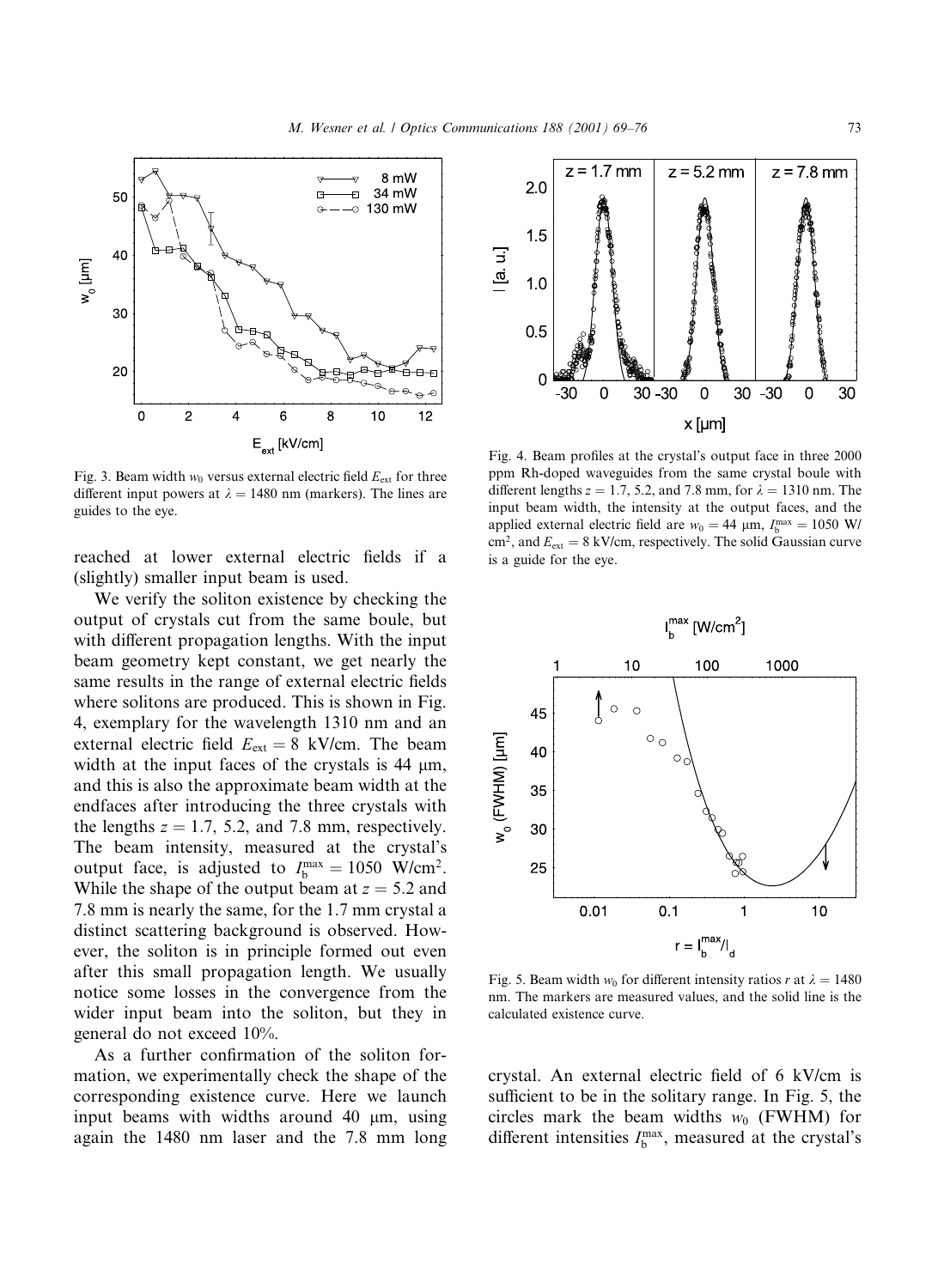Fig. 3. Beam width $w_0$ versus external electric field $E_{ext}$ for three different input powers at $\lambda = 1480$ nm (markers). The lines are guides to the eye.

reached at lower external electric fields if a (slightly) smaller input beam is used.

We verify the soliton existence by checking the output of crystals cut from the same boule, but with different propagation lengths. With the input beam geometry kept constant, we get nearly the same results in the range of external electric fields where solitons are produced. This is shown in Fig. 4, exemplary for the wavelength 1310 nm and an external electric field $E_{ext} = 8$ kV/cm. The beam width at the input faces of the crystals is 44 μm, and this is also the approximate beam width at the endfaces after introducing the three crystals with the lengths $z = 1.7$, 5.2, and 7.8 mm, respectively. The beam intensity, measured at the crystal's output face, is adjusted to $I_b^{max} = 1050$ W/cm$^2$. While the shape of the output beam at $z = 5.2$ and 7.8 mm is nearly the same, for the 1.7 mm crystal a distinct scattering background is observed. However, the soliton is in principle formed out even after this small propagation length. We usually notice some losses in the convergence from the wider input beam into the soliton, but they in general do not exceed 10%.

As a further confirmation of the soliton formation, we experimentally check the shape of the corresponding existence curve. Here we launch input beams with widths around 40 μm, using again the 1480 nm laser and the 7.8 mm long

Fig. 4. Beam profiles at the crystal's output face in three 2000 ppm Rh-doped waveguides from the same crystal boule with different lengths $z = 1.7$, 5.2, and 7.8 mm, for $\lambda = 1310$ nm. The input beam width, the intensity at the output faces, and the applied external electric field are $w_0 = 44$ μm, $I_b^{max} = 1050$ W/cm$^2$, and $E_{ext} = 8$ kV/cm, respectively. The solid Gaussian curve is a guide for the eye.

Fig. 5. Beam width $w_0$ for different intensity ratios $r$ at $\lambda = 1480$ nm. The markers are measured values, and the solid line is the calculated existence curve.

crystal. An external electric field of 6 kV/cm is sufficient to be in the solitary range. In Fig. 5, the circles mark the beam widths $w_0$ (FWHM) for different intensities $I_b^{max}$, measured at the crystal's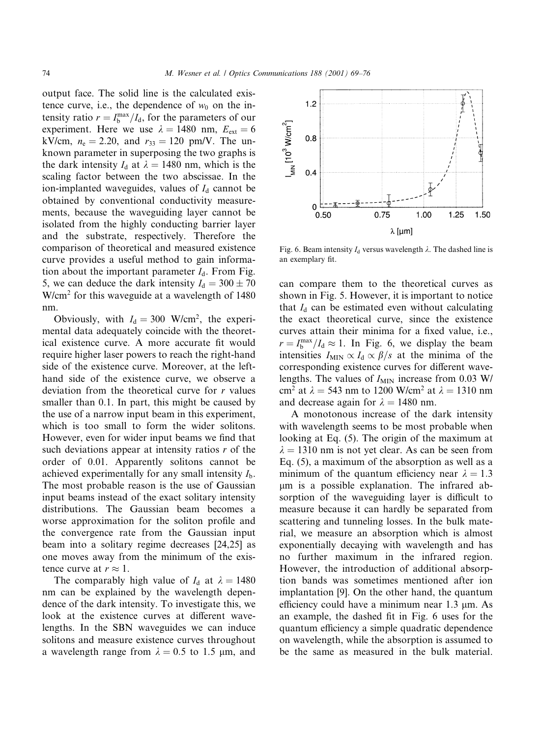output face. The solid line is the calculated existence curve, i.e., the dependence of $w_0$ on the intensity ratio $r = I_b^{max}/I_d$, for the parameters of our experiment. Here we use $\lambda = 1480$ nm, $E_{ext} = 6$ kV/cm, $n_e = 2.20$, and $r_{33} = 120$ pm/V. The unknown parameter in superposing the two graphs is the dark intensity $I_d$ at $\lambda = 1480$ nm, which is the scaling factor between the two abscissae. In the ion-implanted waveguides, values of $I_d$ cannot be obtained by conventional conductivity measurements, because the waveguiding layer cannot be isolated from the highly conducting barrier layer and the substrate, respectively. Therefore the comparison of theoretical and measured existence curve provides a useful method to gain information about the important parameter $I_d$. From Fig. 5, we can deduce the dark intensity $I_d = 300 \pm 70$ W/cm$^2$ for this waveguide at a wavelength of 1480 nm.

Obviously, with $I_d = 300$ W/cm$^2$, the experimental data adequately coincide with the theoretical existence curve. A more accurate fit would require higher laser powers to reach the right-hand side of the existence curve. Moreover, at the left-hand side of the existence curve, we observe a deviation from the theoretical curve for $r$ values smaller than 0.1. In part, this might be caused by the use of a narrow input beam in this experiment, which is too small to form the wider solitons. However, even for wider input beams we find that such deviations appear at intensity ratios $r$ of the order of 0.01. Apparently solitons cannot be achieved experimentally for any small intensity $I_b$. The most probable reason is the use of Gaussian input beams instead of the exact solitary intensity distributions. The Gaussian beam becomes a worse approximation for the soliton profile and the convergence rate from the Gaussian input beam into a solitary regime decreases [24,25] as one moves away from the minimum of the existence curve at $r \approx 1$.

The comparably high value of $I_d$ at $\lambda = 1480$ nm can be explained by the wavelength dependence of the dark intensity. To investigate this, we look at the existence curves at different wavelengths. In the SBN waveguides we can induce solitons and measure existence curves throughout a wavelength range from $\lambda = 0.5$ to 1.5 μm, and can compare them to the theoretical curves as shown in Fig. 5. However, it is important to notice that $I_d$ can be estimated even without calculating the exact theoretical curve, since the existence curves attain their minima for a fixed value, i.e., $r = I_b^{max}/I_d \approx 1$. In Fig. 6, we display the beam intensities $I_{MIN} \propto I_d \propto \beta/s$ at the minima of the corresponding existence curves for different wavelengths. The values of $I_{MIN}$ increase from 0.03 W/cm$^2$ at $\lambda = 543$ nm to 1200 W/cm$^2$ at $\lambda = 1310$ nm and decrease again for $\lambda = 1480$ nm.

Fig. 6. Beam intensity $I_d$ versus wavelength $\lambda$. The dashed line is an exemplary fit.

A monotonous increase of the dark intensity with wavelength seems to be most probable when looking at Eq. (5). The origin of the maximum at $\lambda = 1310$ nm is not yet clear. As can be seen from Eq. (5), a maximum of the absorption as well as a minimum of the quantum efficiency near $\lambda = 1.3$ μm is a possible explanation. The infrared absorption of the waveguiding layer is difficult to measure because it can hardly be separated from scattering and tunneling losses. In the bulk material, we measure an absorption which is almost exponentially decaying with wavelength and has no further maximum in the infrared region. However, the introduction of additional absorption bands was sometimes mentioned after ion implantation [9]. On the other hand, the quantum efficiency could have a minimum near 1.3 μm. As an example, the dashed fit in Fig. 6 uses for the quantum efficiency a simple quadratic dependence on wavelength, while the absorption is assumed to be the same as measured in the bulk material.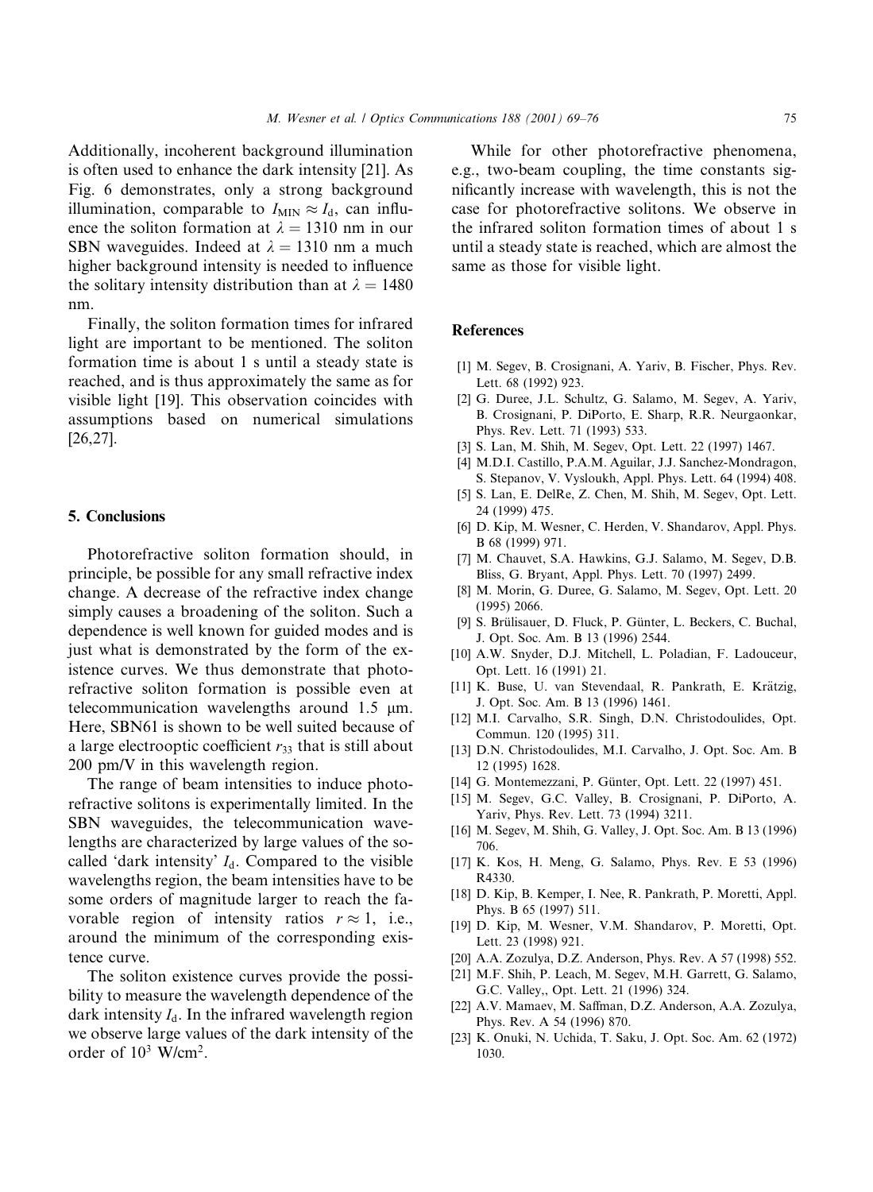Additionally, incoherent background illumination is often used to enhance the dark intensity [21]. As Fig. 6 demonstrates, only a strong background illumination, comparable to $I_{MIN} \approx I_d$, can influence the soliton formation at $\lambda = 1310$ nm in our SBN waveguides. Indeed at $\lambda = 1310$ nm a much higher background intensity is needed to influence the solitary intensity distribution than at $\lambda = 1480$ nm.

Finally, the soliton formation times for infrared light are important to be mentioned. The soliton formation time is about 1 s until a steady state is reached, and is thus approximately the same as for visible light [19]. This observation coincides with assumptions based on numerical simulations [26,27].

## 5. Conclusions

Photorefractive soliton formation should, in principle, be possible for any small refractive index change. A decrease of the refractive index change simply causes a broadening of the soliton. Such a dependence is well known for guided modes and is just what is demonstrated by the form of the existence curves. We thus demonstrate that photorefractive soliton formation is possible even at telecommunication wavelengths around 1.5 μm. Here, SBN61 is shown to be well suited because of a large electrooptic coefficient $r_{33}$ that is still about 200 pm/V in this wavelength region.

The range of beam intensities to induce photorefractive solitons is experimentally limited. In the SBN waveguides, the telecommunication wavelengths are characterized by large values of the so-called 'dark intensity' $I_d$. Compared to the visible wavelengths region, the beam intensities have to be some orders of magnitude larger to reach the favorable region of intensity ratios $r \approx 1$, i.e., around the minimum of the corresponding existence curve.

The soliton existence curves provide the possibility to measure the wavelength dependence of the dark intensity $I_d$. In the infrared wavelength region we observe large values of the dark intensity of the order of $10^3$ W/cm$^2$.

While for other photorefractive phenomena, e.g., two-beam coupling, the time constants significantly increase with wavelength, this is not the case for photorefractive solitons. We observe in the infrared soliton formation times of about 1 s until a steady state is reached, which are almost the same as those for visible light.

## References

[1] M. Segev, B. Crosignani, A. Yariv, B. Fischer, Phys. Rev. Lett. 68 (1992) 923.

[2] G. Duree, J.L. Schultz, G. Salamo, M. Segev, A. Yariv, B. Crosignani, P. DiPorto, E. Sharp, R.R. Neurgaonkar, Phys. Rev. Lett. 71 (1993) 533.

[3] S. Lan, M. Shih, M. Segev, Opt. Lett. 22 (1997) 1467.

[4] M.D.I. Castillo, P.A.M. Aguilar, J.J. Sanchez-Mondragon, S. Stepanov, V. Vysloukh, Appl. Phys. Lett. 64 (1994) 408.

[5] S. Lan, E. DelRe, Z. Chen, M. Shih, M. Segev, Opt. Lett. 24 (1999) 475.

[6] D. Kip, M. Wesner, C. Herden, V. Shandarov, Appl. Phys. B 68 (1999) 971.

[7] M. Chauvet, S.A. Hawkins, G.J. Salamo, M. Segev, D.B. Bliss, G. Bryant, Appl. Phys. Lett. 70 (1997) 2499.

[8] M. Morin, G. Duree, G. Salamo, M. Segev, Opt. Lett. 20 (1995) 2066.

[9] S. Brülisauer, D. Fluck, P. Günter, L. Beckers, C. Buchal, J. Opt. Soc. Am. B 13 (1996) 2544.

[10] A.W. Snyder, D.J. Mitchell, L. Poladian, F. Ladouceur, Opt. Lett. 16 (1991) 21.

[11] K. Buse, U. van Stevendaal, R. Pankrath, E. Krätzig, J. Opt. Soc. Am. B 13 (1996) 1461.

[12] M.I. Carvalho, S.R. Singh, D.N. Christodoulides, Opt. Commun. 120 (1995) 311.

[13] D.N. Christodoulides, M.I. Carvalho, J. Opt. Soc. Am. B 12 (1995) 1628.

[14] G. Montemezzani, P. Günter, Opt. Lett. 22 (1997) 451.

[15] M. Segev, G.C. Valley, B. Crosignani, P. DiPorto, A. Yariv, Phys. Rev. Lett. 73 (1994) 3211.

[16] M. Segev, M. Shih, G. Valley, J. Opt. Soc. Am. B 13 (1996) 706.

[17] K. Kos, H. Meng, G. Salamo, Phys. Rev. E 53 (1996) R4330.

[18] D. Kip, B. Kemper, I. Nee, R. Pankrath, P. Moretti, Appl. Phys. B 65 (1997) 511.

[19] D. Kip, M. Wesner, V.M. Shandarov, P. Moretti, Opt. Lett. 23 (1998) 921.

[20] A.A. Zozulya, D.Z. Anderson, Phys. Rev. A 57 (1998) 552.

[21] M.F. Shih, P. Leach, M. Segev, M.H. Garrett, G. Salamo, G.C. Valley,, Opt. Lett. 21 (1996) 324.

[22] A.V. Mamaev, M. Saffman, D.Z. Anderson, A.A. Zozulya, Phys. Rev. A 54 (1996) 870.

[23] K. Onuki, N. Uchida, T. Saku, J. Opt. Soc. Am. 62 (1972) 1030.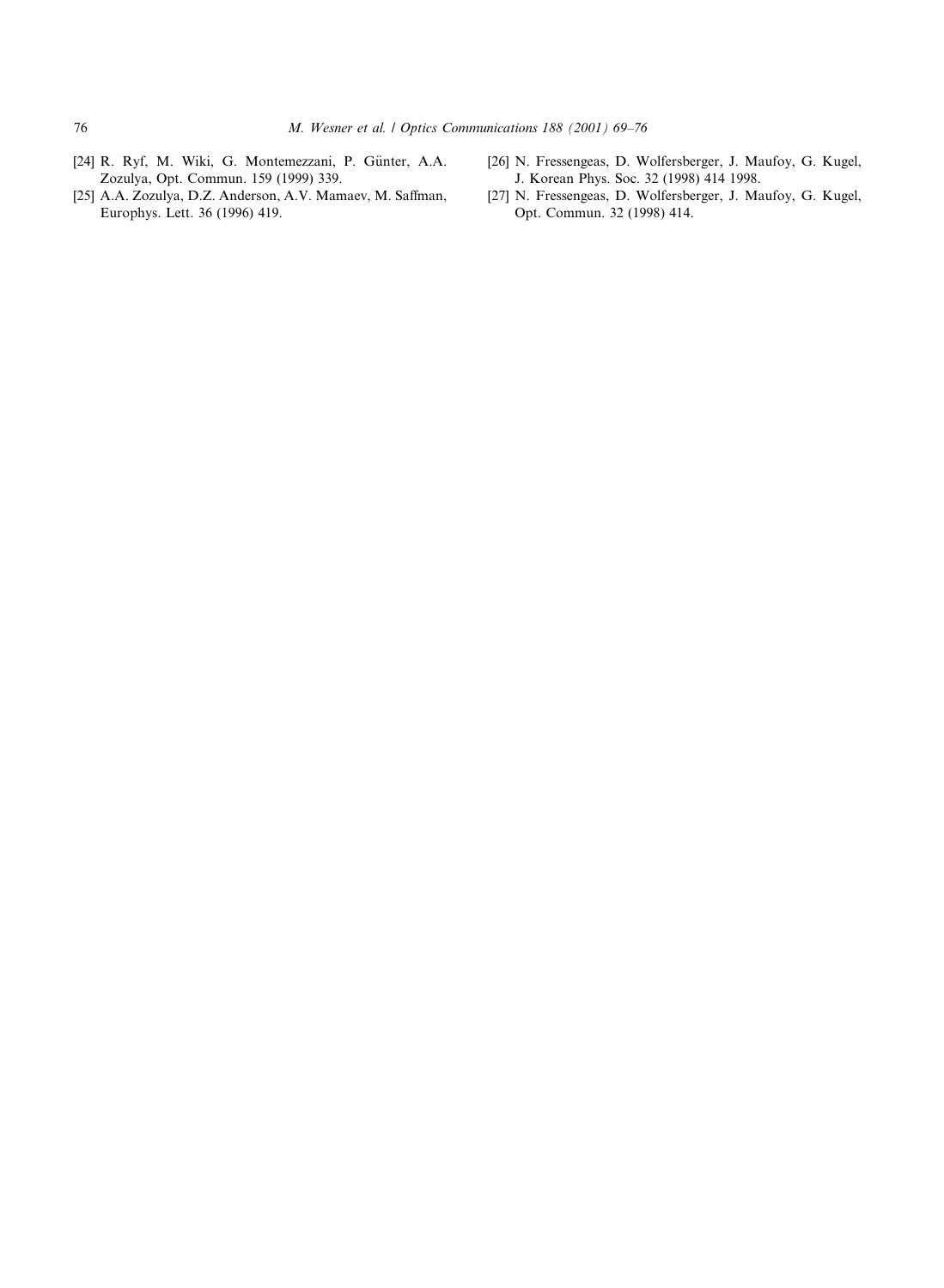[24] R. Ryf, M. Wiki, G. Montemezzani, P. Günter, A.A. Zozulya, Opt. Commun. 159 (1999) 339.

[25] A.A. Zozulya, D.Z. Anderson, A.V. Mamaev, M. Saffman, Europhys. Lett. 36 (1996) 419.

[26] N. Fressengeas, D. Wolfersberger, J. Maufoy, G. Kugel, J. Korean Phys. Soc. 32 (1998) 414 1998.

[27] N. Fressengeas, D. Wolfersberger, J. Maufoy, G. Kugel, Opt. Commun. 32 (1998) 414.